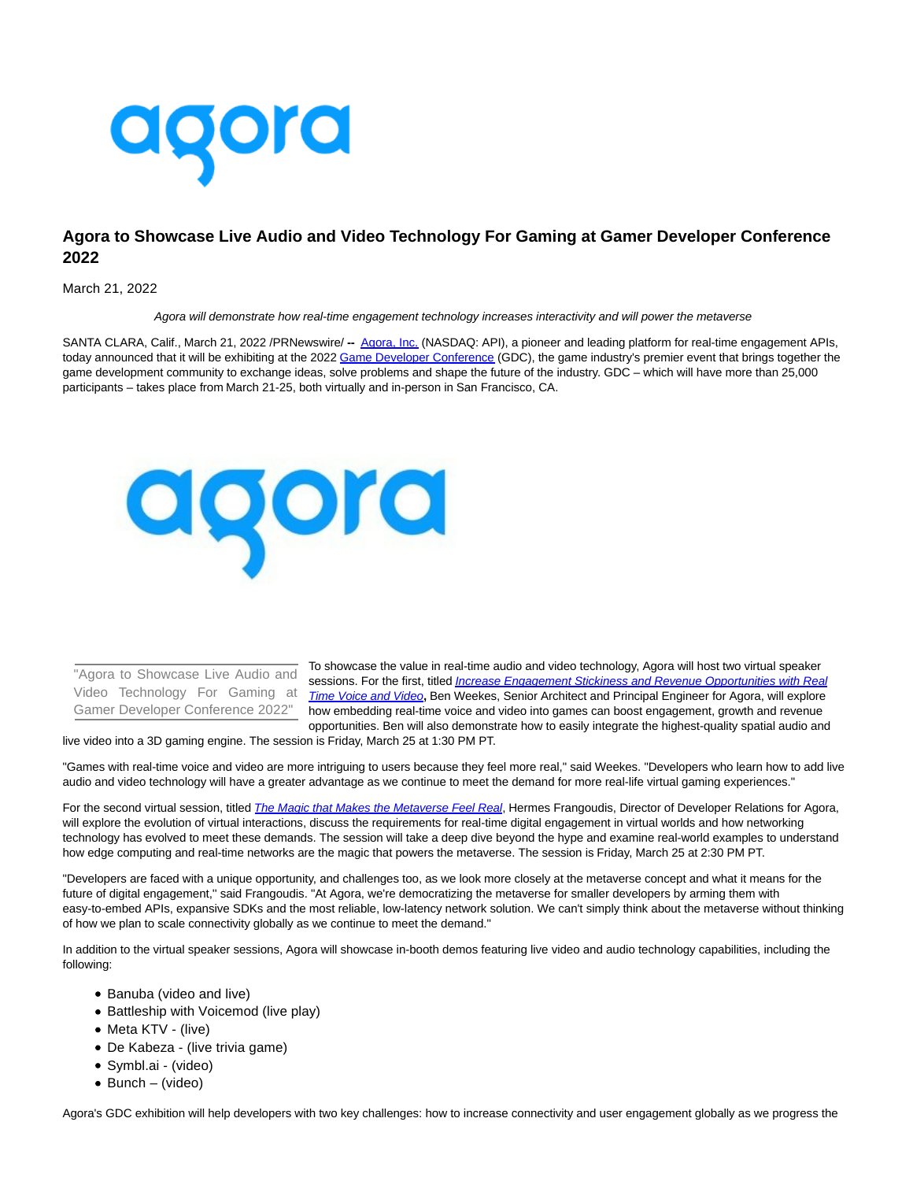# Agora to Showcase Live Audio and Video Technology For Gaming at Gamer Developer Conference 2022

March 21, 2022

*Agora will demonstrate how real-time engagement technology increases interactivity and will power the metaverse*

SANTA CLARA, Calif., March 21, 2022 /PRNewswire/ -- Agora, Inc. (NASDAQ: API), a pioneer and leading platform for real-time engagement APIs, today announced that it will be exhibiting at the 2022 Game Developer Conference (GDC), the game industry's premier event that brings together the game development community to exchange ideas, solve problems and shape the future of the industry. GDC – which will have more than 25,000 participants – takes place from March 21-25, both virtually and in-person in San Francisco, CA.

"Agora to Showcase Live Audio and Video Technology For Gaming at Gamer Developer Conference 2022"

To showcase the value in real-time audio and video technology, Agora will host two virtual speaker sessions. For the first, titled *Increase Engagement Stickiness and Revenue Opportunities with Real Time Voice and Video*, Ben Weekes, Senior Architect and Principal Engineer for Agora, will explore how embedding real-time voice and video into games can boost engagement, growth and revenue opportunities. Ben will also demonstrate how to easily integrate the highest-quality spatial audio and live video into a 3D gaming engine. The session is Friday, March 25 at 1:30 PM PT.

"Games with real-time voice and video are more intriguing to users because they feel more real," said Weekes. "Developers who learn how to add live audio and video technology will have a greater advantage as we continue to meet the demand for more real-life virtual gaming experiences."

For the second virtual session, titled *The Magic that Makes the Metaverse Feel Real*, Hermes Frangoudis, Director of Developer Relations for Agora, will explore the evolution of virtual interactions, discuss the requirements for real-time digital engagement in virtual worlds and how networking technology has evolved to meet these demands. The session will take a deep dive beyond the hype and examine real-world examples to understand how edge computing and real-time networks are the magic that powers the metaverse. The session is Friday, March 25 at 2:30 PM PT.

"Developers are faced with a unique opportunity, and challenges too, as we look more closely at the metaverse concept and what it means for the future of digital engagement," said Frangoudis. "At Agora, we're democratizing the metaverse for smaller developers by arming them with easy-to-embed APIs, expansive SDKs and the most reliable, low-latency network solution. We can't simply think about the metaverse without thinking of how we plan to scale connectivity globally as we continue to meet the demand."

In addition to the virtual speaker sessions, Agora will showcase in-booth demos featuring live video and audio technology capabilities, including the following:

- Banuba (video and live)
- Battleship with Voicemod (live play)
- Meta KTV - (live)
- De Kabeza - (live trivia game)
- Symbl.ai - (video)
- Bunch – (video)

Agora's GDC exhibition will help developers with two key challenges: how to increase connectivity and user engagement globally as we progress the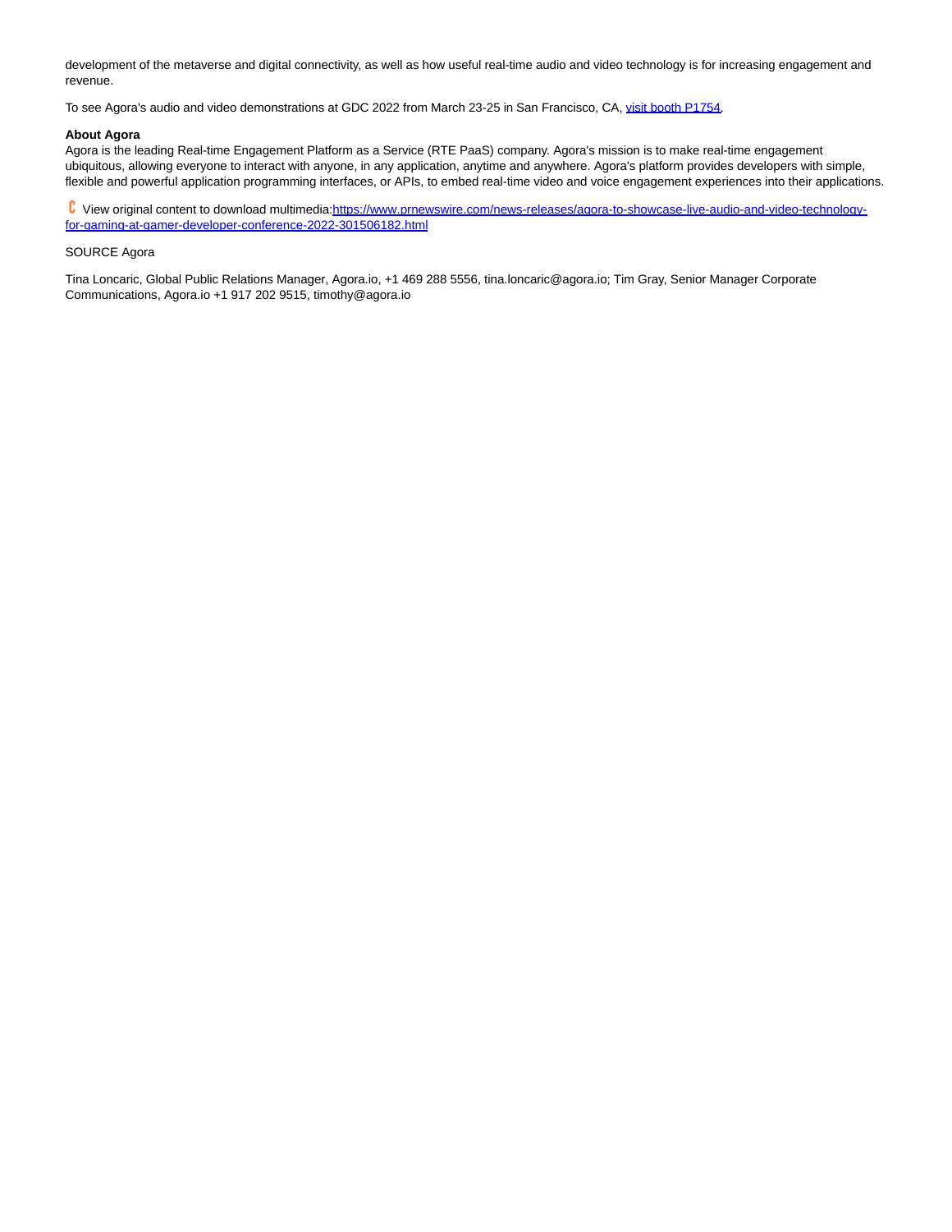development of the metaverse and digital connectivity, as well as how useful real-time audio and video technology is for increasing engagement and revenue.

To see Agora's audio and video demonstrations at GDC 2022 from March 23-25 in San Francisco, CA, [visit booth P1754](#).

**About Agora**
Agora is the leading Real-time Engagement Platform as a Service (RTE PaaS) company. Agora's mission is to make real-time engagement ubiquitous, allowing everyone to interact with anyone, in any application, anytime and anywhere. Agora's platform provides developers with simple, flexible and powerful application programming interfaces, or APIs, to embed real-time video and voice engagement experiences into their applications.

View original content to download multimedia:[https://www.prnewswire.com/news-releases/agora-to-showcase-live-audio-and-video-technology-for-gaming-at-gamer-developer-conference-2022-301506182.html](https://www.prnewswire.com/news-releases/agora-to-showcase-live-audio-and-video-technology-for-gaming-at-gamer-developer-conference-2022-301506182.html)

SOURCE Agora

Tina Loncaric, Global Public Relations Manager, Agora.io, +1 469 288 5556, tina.loncaric@agora.io; Tim Gray, Senior Manager Corporate Communications, Agora.io +1 917 202 9515, timothy@agora.io